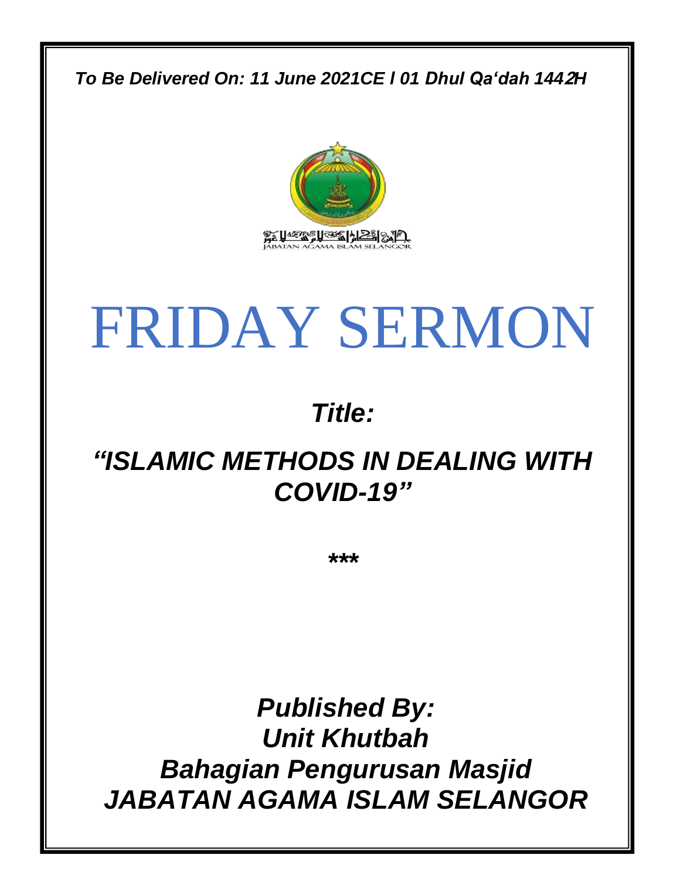*To Be Delivered On: 11 June 2021CE l 01 Dhul Qa'dah 1442H*

JABATAN AGAMA ISLAM SELANGOR

# FRIDAY SERMON

## *Title:*

## *"ISLAMIC METHODS IN DEALING WITH COVID-19"*

**\*\*\***

***Published By:***
***Unit Khutbah***
***Bahagian Pengurusan Masjid***
***JABATAN AGAMA ISLAM SELANGOR***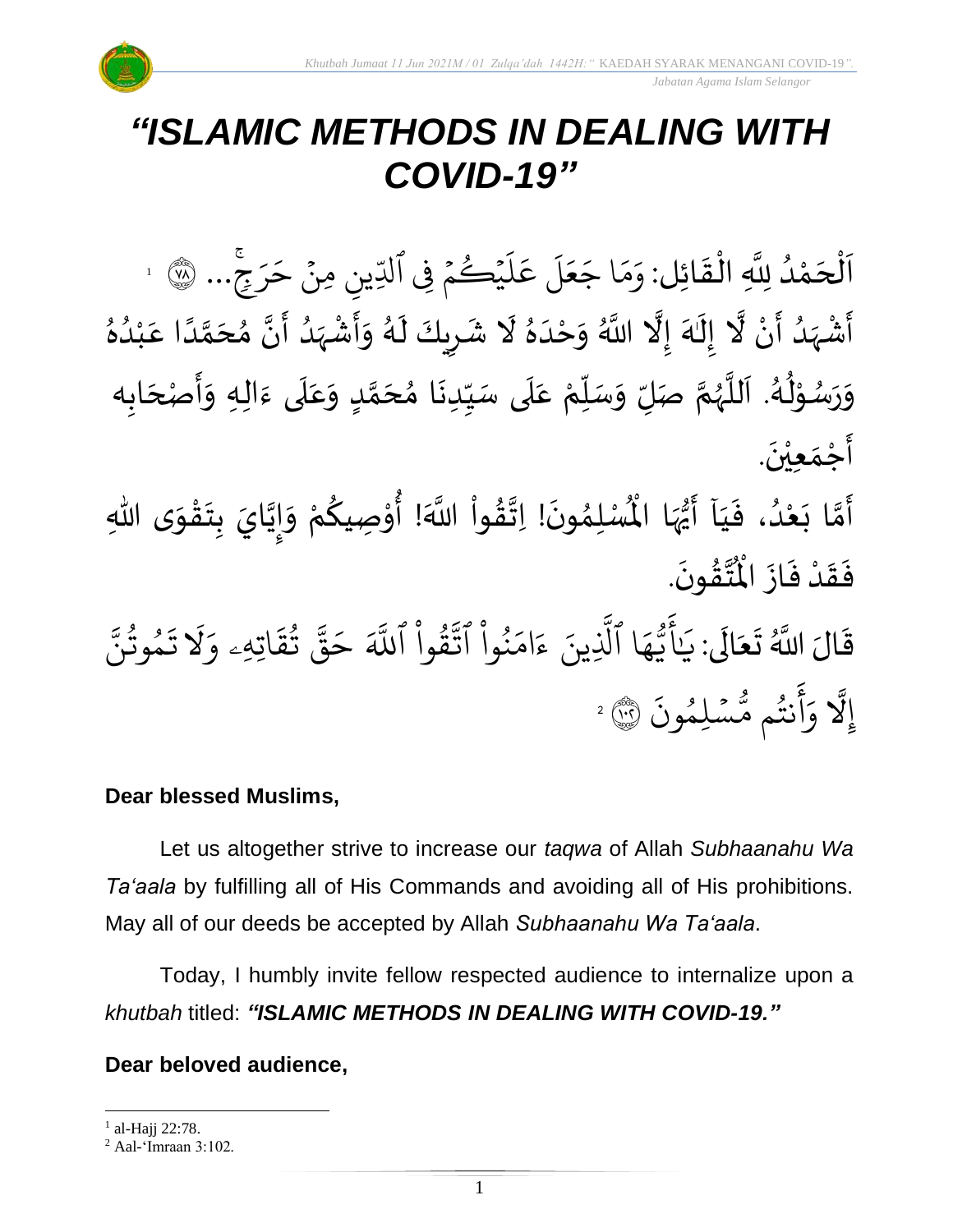# *“ISLAMIC METHODS IN DEALING WITH COVID-19”*

اَلْحَمْدُ لِلَّهِ الْقَائِل: وَمَا جَعَلَ عَلَيْكُمْ فِي ٱلدِّينِ مِنْ حَرَجٍ... ﴿٧٨﴾ [1]

أَشْهَدُ أَنْ لَّا إِلَٰهَ إِلَّا اللَّهُ وَحْدَهُ لَا شَرِيكَ لَهُ وَأَشْهَدُ أَنَّ مُحَمَّدًا عَبْدُهُ وَرَسُوْلُهُ. اَللَّهُمَّ صَلِّ وَسَلِّمْ عَلَى سَيِّدِنَا مُحَمَّدٍ وَعَلَى ءَالِهِ وَأَصْحَابِه أَجْمَعِيْنَ.

أَمَّا بَعْدُ، فَيَآ أَيُّهَا الْمُسْلِمُونَ! اِتَّقُواْ اللَّهَ! أُوْصِيكُمْ وَإِيَّايَ بِتَقْوَى اللهِ فَقَدْ فَازَ الْمُتَّقُونَ.

قَالَ اللَّهُ تَعَالَى: يَٰأَيُّهَا ٱلَّذِينَ ءَامَنُواْ ٱتَّقُواْ ٱللَّهَ حَقَّ تُقَاتِهِۦ وَلَا تَمُوتُنَّ إِلَّا وَأَنتُم مُّسْلِمُونَ ﴿١٠٢﴾ [2]

**Dear blessed Muslims,**

Let us altogether strive to increase our *taqwa* of Allah *Subhaanahu Wa Ta'aala* by fulfilling all of His Commands and avoiding all of His prohibitions. May all of our deeds be accepted by Allah *Subhaanahu Wa Ta'aala*.

Today, I humbly invite fellow respected audience to internalize upon a *khutbah* titled: ***“ISLAMIC METHODS IN DEALING WITH COVID-19.”***

**Dear beloved audience,**

---

[1] al-Hajj 22:78.

[2] Aal-'Imraan 3:102.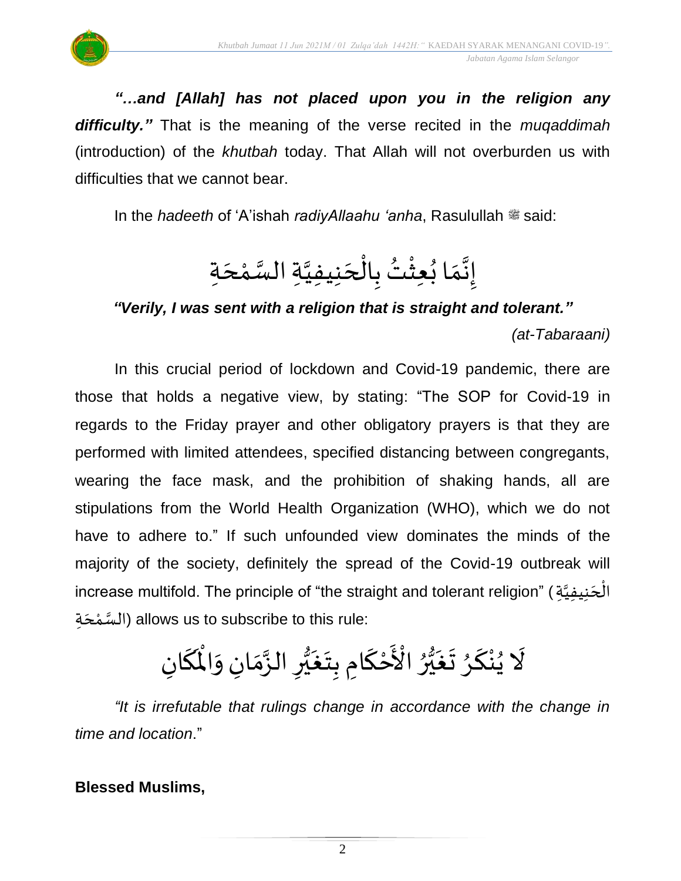***"…and [Allah] has not placed upon you in the religion any difficulty."*** That is the meaning of the verse recited in the *muqaddimah* (introduction) of the *khutbah* today. That Allah will not overburden us with difficulties that we cannot bear.

In the *hadeeth* of 'A'ishah *radiyAllaahu 'anha*, Rasulullah ﷺ said:

إِنَّمَا بُعِثْتُ بِالْحَنِيفِيَّةِ السَّمْحَةِ

***"Verily, I was sent with a religion that is straight and tolerant."***

*(at-Tabaraani)*

In this crucial period of lockdown and Covid-19 pandemic, there are those that holds a negative view, by stating: "The SOP for Covid-19 in regards to the Friday prayer and other obligatory prayers is that they are performed with limited attendees, specified distancing between congregants, wearing the face mask, and the prohibition of shaking hands, all are stipulations from the World Health Organization (WHO), which we do not have to adhere to." If such unfounded view dominates the minds of the majority of the society, definitely the spread of the Covid-19 outbreak will increase multifold. The principle of "the straight and tolerant religion" (الْحَنِيفِيَّةِ السَّمْحَةِ) allows us to subscribe to this rule:

لَا يُنْكَرُ تَغَيُّرُ الْأَحْكَامِ بِتَغَيُّرِ الزَّمَانِ وَالْمَكَانِ

*"It is irrefutable that rulings change in accordance with the change in time and location*."

**Blessed Muslims,**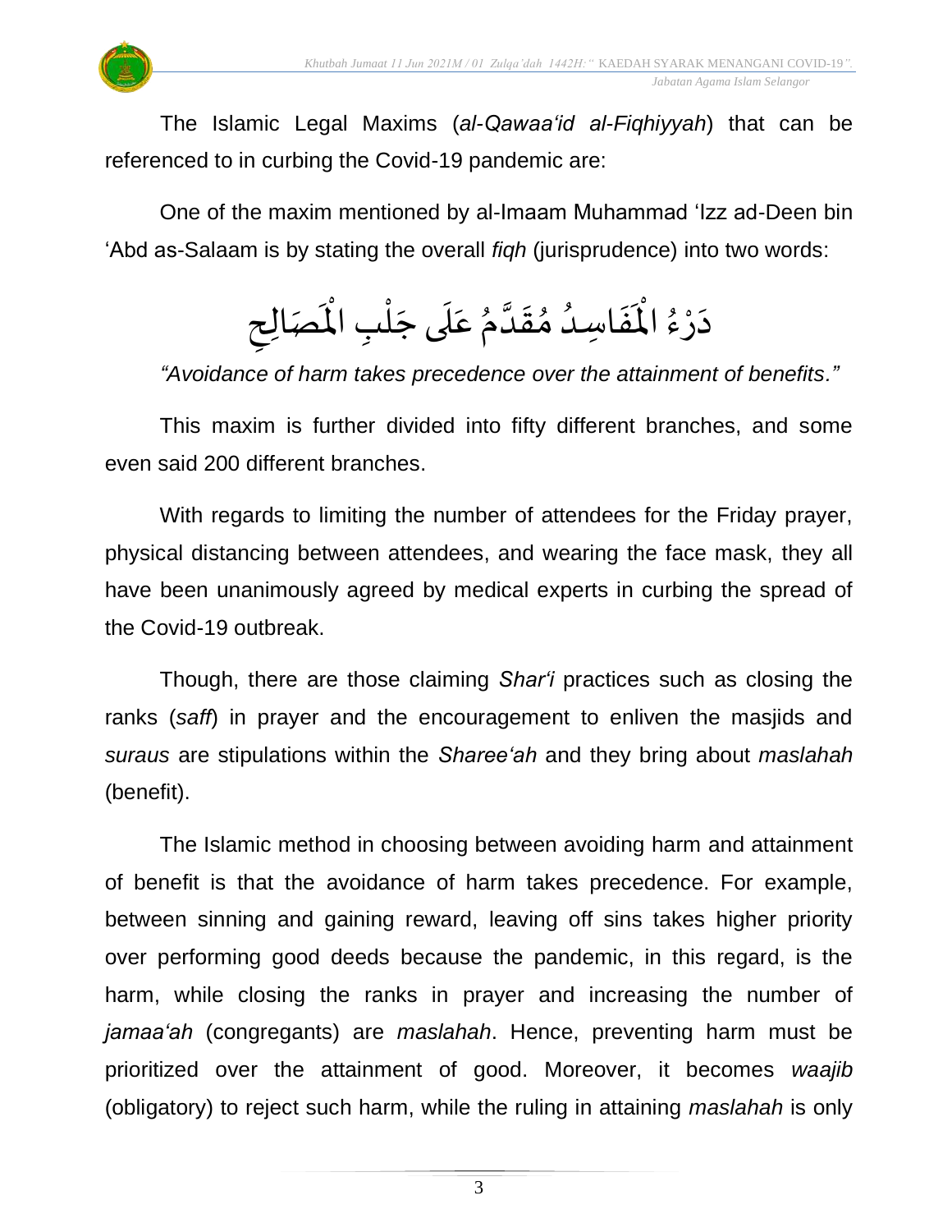The Islamic Legal Maxims (*al-Qawaa'id al-Fiqhiyyah*) that can be referenced to in curbing the Covid-19 pandemic are:

One of the maxim mentioned by al-Imaam Muhammad 'Izz ad-Deen bin 'Abd as-Salaam is by stating the overall *fiqh* (jurisprudence) into two words:

دَرْءُ الْمَفَاسِدُ مُقَدَّمُ عَلَى جَلْبِ الْمَصَالِحِ

*"Avoidance of harm takes precedence over the attainment of benefits."*

This maxim is further divided into fifty different branches, and some even said 200 different branches.

With regards to limiting the number of attendees for the Friday prayer, physical distancing between attendees, and wearing the face mask, they all have been unanimously agreed by medical experts in curbing the spread of the Covid-19 outbreak.

Though, there are those claiming *Shar'i* practices such as closing the ranks (*saff*) in prayer and the encouragement to enliven the masjids and *suraus* are stipulations within the *Sharee'ah* and they bring about *maslahah* (benefit).

The Islamic method in choosing between avoiding harm and attainment of benefit is that the avoidance of harm takes precedence. For example, between sinning and gaining reward, leaving off sins takes higher priority over performing good deeds because the pandemic, in this regard, is the harm, while closing the ranks in prayer and increasing the number of *jamaa'ah* (congregants) are *maslahah*. Hence, preventing harm must be prioritized over the attainment of good. Moreover, it becomes *waajib* (obligatory) to reject such harm, while the ruling in attaining *maslahah* is only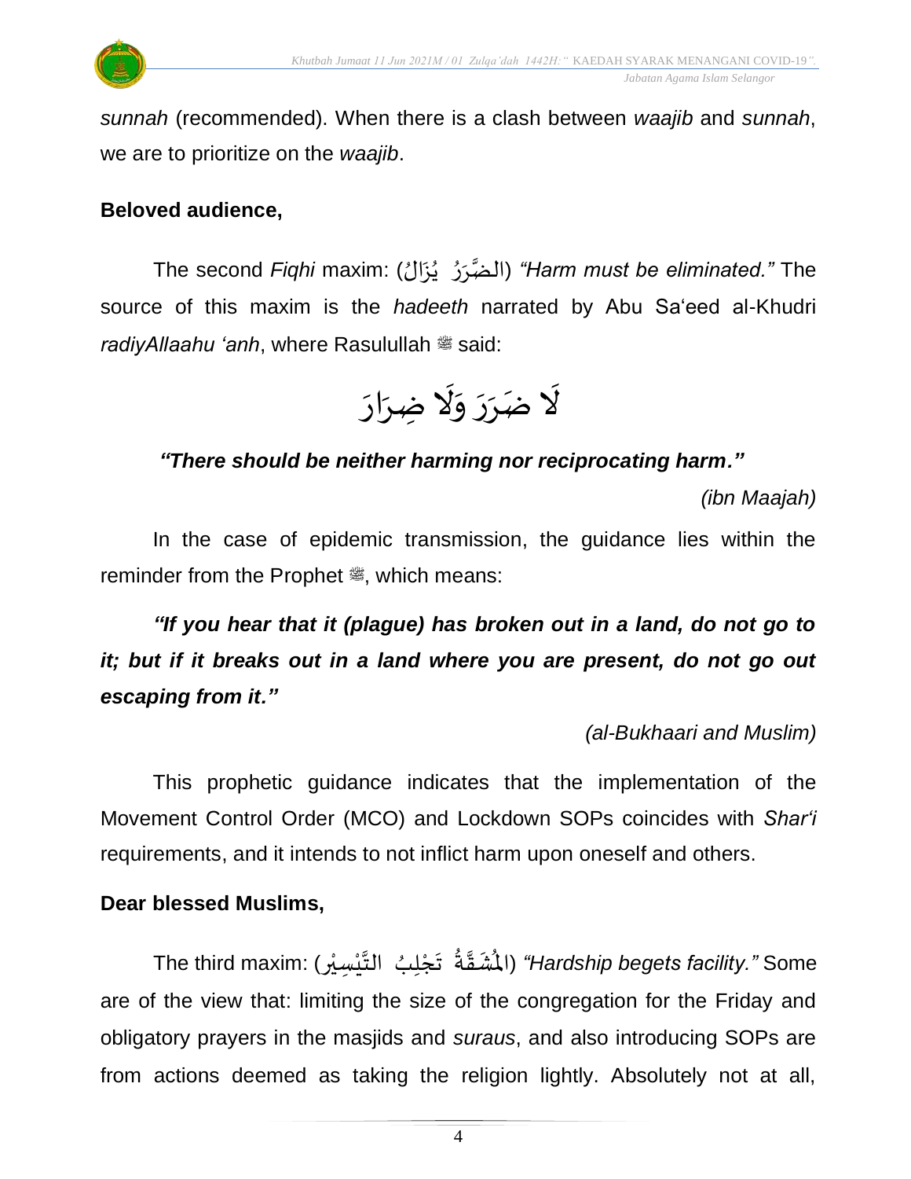*sunnah* (recommended). When there is a clash between *waajib* and *sunnah*, we are to prioritize on the *waajib*.

**Beloved audience,**

The second *Fiqhi* maxim: (الضَّرَرُ يُزَالُ) *"Harm must be eliminated."* The source of this maxim is the *hadeeth* narrated by Abu Sa'eed al-Khudri *radiyAllaahu 'anh*, where Rasulullah ﷺ said:

لَا ضَرَرَ وَلَا ضِرَارَ

***"There should be neither harming nor reciprocating harm."***

*(ibn Maajah)*

In the case of epidemic transmission, the guidance lies within the reminder from the Prophet ﷺ, which means:

***"If you hear that it (plague) has broken out in a land, do not go to it; but if it breaks out in a land where you are present, do not go out escaping from it."***

*(al-Bukhaari and Muslim)*

This prophetic guidance indicates that the implementation of the Movement Control Order (MCO) and Lockdown SOPs coincides with *Shar'i* requirements, and it intends to not inflict harm upon oneself and others.

**Dear blessed Muslims,**

The third maxim: (الْمَشَقَّةُ تَجْلِبُ التَّيْسِيْر) *"Hardship begets facility."* Some are of the view that: limiting the size of the congregation for the Friday and obligatory prayers in the masjids and *suraus*, and also introducing SOPs are from actions deemed as taking the religion lightly. Absolutely not at all,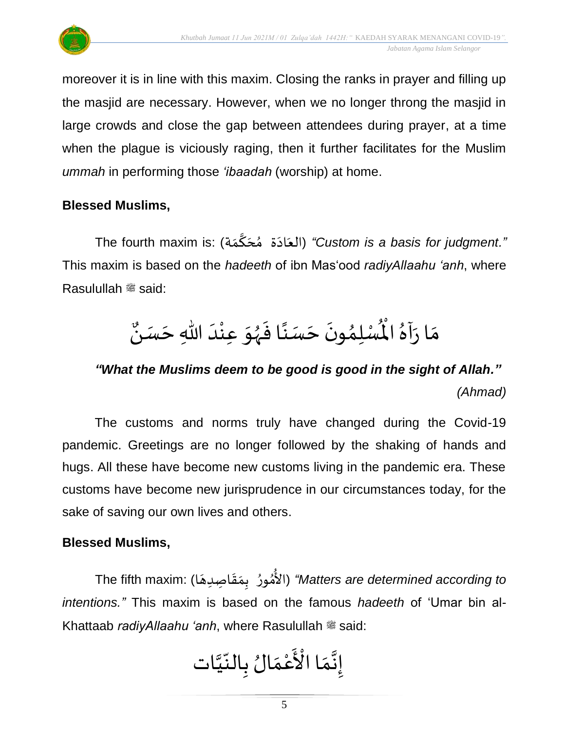moreover it is in line with this maxim. Closing the ranks in prayer and filling up the masjid are necessary. However, when we no longer throng the masjid in large crowds and close the gap between attendees during prayer, at a time when the plague is viciously raging, then it further facilitates for the Muslim *ummah* in performing those *'ibaadah* (worship) at home.

**Blessed Muslims,**

The fourth maxim is: (العَادَة مُحَكَّمَة) *"Custom is a basis for judgment."* This maxim is based on the *hadeeth* of ibn Mas'ood *radiyAllaahu 'anh*, where Rasulullah ﷺ said:

مَا رَآهُ الْمُسْلِمُونَ حَسَنًا فَهُوَ عِنْدَ اللهِ حَسَنٌ

***"What the Muslims deem to be good is good in the sight of Allah."***
*(Ahmad)*

The customs and norms truly have changed during the Covid-19 pandemic. Greetings are no longer followed by the shaking of hands and hugs. All these have become new customs living in the pandemic era. These customs have become new jurisprudence in our circumstances today, for the sake of saving our own lives and others.

**Blessed Muslims,**

The fifth maxim: (الأُمُورُ بِمَقَاصِدِهَا) *"Matters are determined according to intentions."* This maxim is based on the famous *hadeeth* of 'Umar bin al-Khattaab *radiyAllaahu 'anh*, where Rasulullah ﷺ said:

إِنَّمَا الْأَعْمَالُ بِالنِّيَّات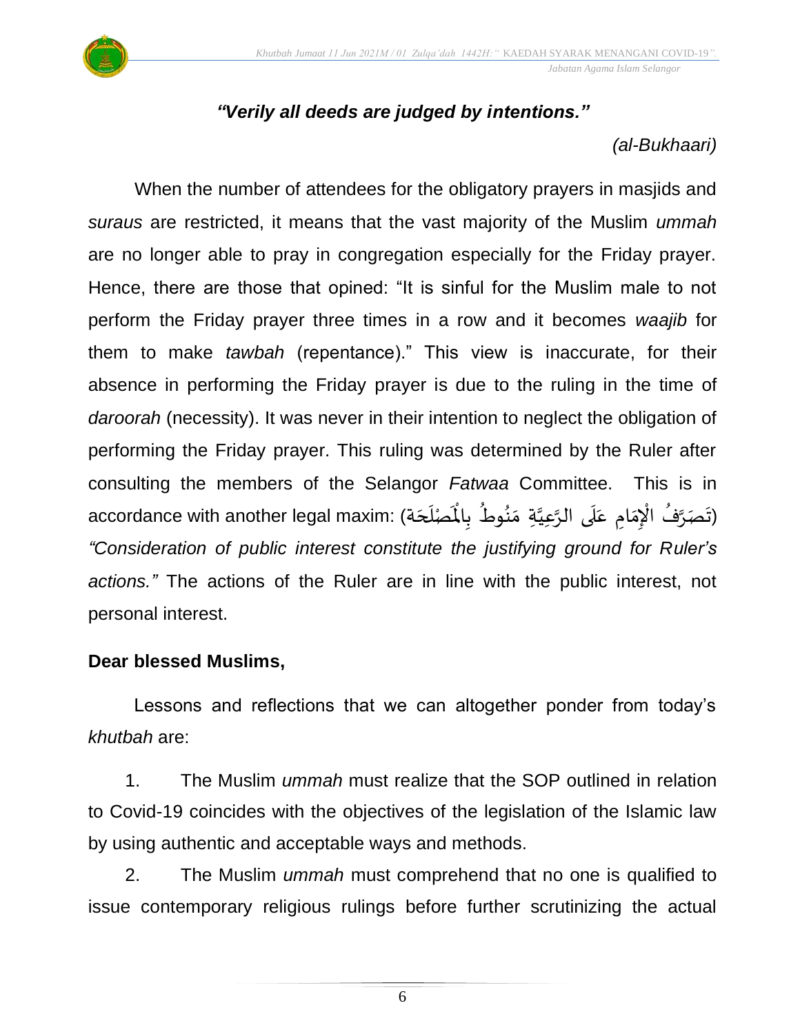*“Verily all deeds are judged by intentions.”*

*(al-Bukhaari)*

When the number of attendees for the obligatory prayers in masjids and *suraus* are restricted, it means that the vast majority of the Muslim *ummah* are no longer able to pray in congregation especially for the Friday prayer. Hence, there are those that opined: “It is sinful for the Muslim male to not perform the Friday prayer three times in a row and it becomes *waajib* for them to make *tawbah* (repentance).” This view is inaccurate, for their absence in performing the Friday prayer is due to the ruling in the time of *daroorah* (necessity). It was never in their intention to neglect the obligation of performing the Friday prayer. This ruling was determined by the Ruler after consulting the members of the Selangor *Fatwaa* Committee. This is in accordance with another legal maxim: (تَصَرَّفُ الْإِمَامِ عَلَى الرَّعِيَّةِ مَنُوطٌ بِالْمَصْلَحَة) *“Consideration of public interest constitute the justifying ground for Ruler’s actions.”* The actions of the Ruler are in line with the public interest, not personal interest.

**Dear blessed Muslims,**

Lessons and reflections that we can altogether ponder from today’s *khutbah* are:

1. The Muslim *ummah* must realize that the SOP outlined in relation to Covid-19 coincides with the objectives of the legislation of the Islamic law by using authentic and acceptable ways and methods.

2. The Muslim *ummah* must comprehend that no one is qualified to issue contemporary religious rulings before further scrutinizing the actual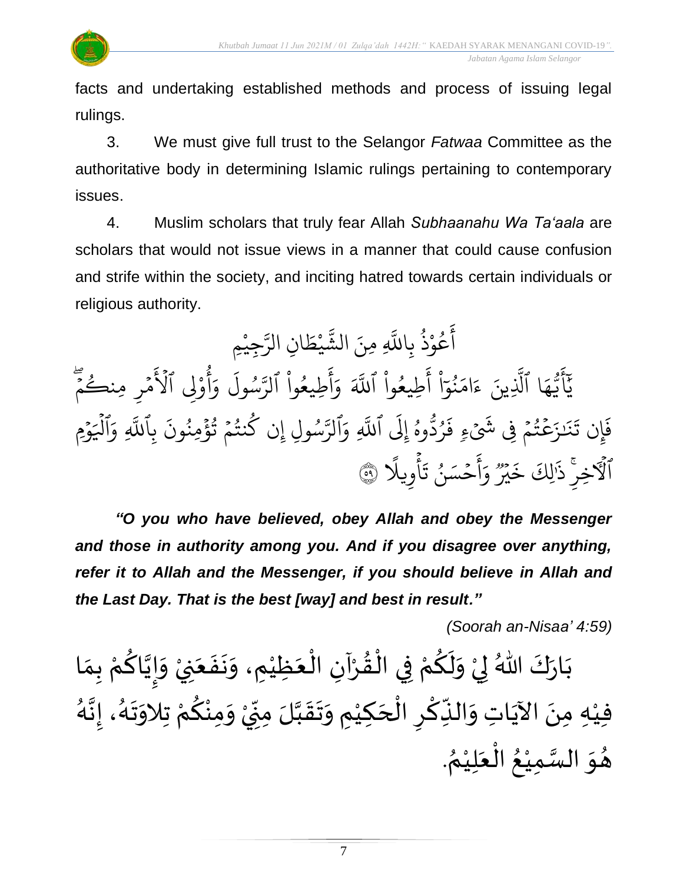facts and undertaking established methods and process of issuing legal rulings.

3. We must give full trust to the Selangor *Fatwaa* Committee as the authoritative body in determining Islamic rulings pertaining to contemporary issues.

4. Muslim scholars that truly fear Allah *Subhaanahu Wa Ta'aala* are scholars that would not issue views in a manner that could cause confusion and strife within the society, and inciting hatred towards certain individuals or religious authority.

أَعُوْذُ بِاللَّهِ مِنَ الشَّيْطَانِ الرَّجِيْمِ

يَٰٓأَيُّهَا ٱلَّذِينَ ءَامَنُوٓاْ أَطِيعُواْ ٱللَّهَ وَأَطِيعُواْ ٱلرَّسُولَ وَأُوْلِي ٱلۡأَمۡرِ مِنكُمۡۖ فَإِن تَنَٰزَعۡتُمۡ فِي شَيۡءٖ فَرُدُّوهُ إِلَى ٱللَّهِ وَٱلرَّسُولِ إِن كُنتُمۡ تُؤۡمِنُونَ بِٱللَّهِ وَٱلۡيَوۡمِ ٱلۡأٓخِرِۚ ذَٰلِكَ خَيۡرٞ وَأَحۡسَنُ تَأۡوِيلًا ﴿٥٩﴾

***"O you who have believed, obey Allah and obey the Messenger and those in authority among you. And if you disagree over anything, refer it to Allah and the Messenger, if you should believe in Allah and the Last Day. That is the best [way] and best in result."***

*(Soorah an-Nisaa' 4:59)*

بَارَكَ اللهُ لِيْ وَلَكُمْ فِي الْقُرْآنِ الْعَظِيْمِ، وَنَفَعَنِيْ وَإِيَّاكُمْ بِمَا فِيْهِ مِنَ الآيَاتِ وَالذِّكْرِ الْحَكِيْمِ وَتَقَبَّلَ مِنِّيْ وَمِنْكُمْ تِلاوَتَهُ، إِنَّهُ هُوَ السَّمِيْعُ الْعَلِيْمُ.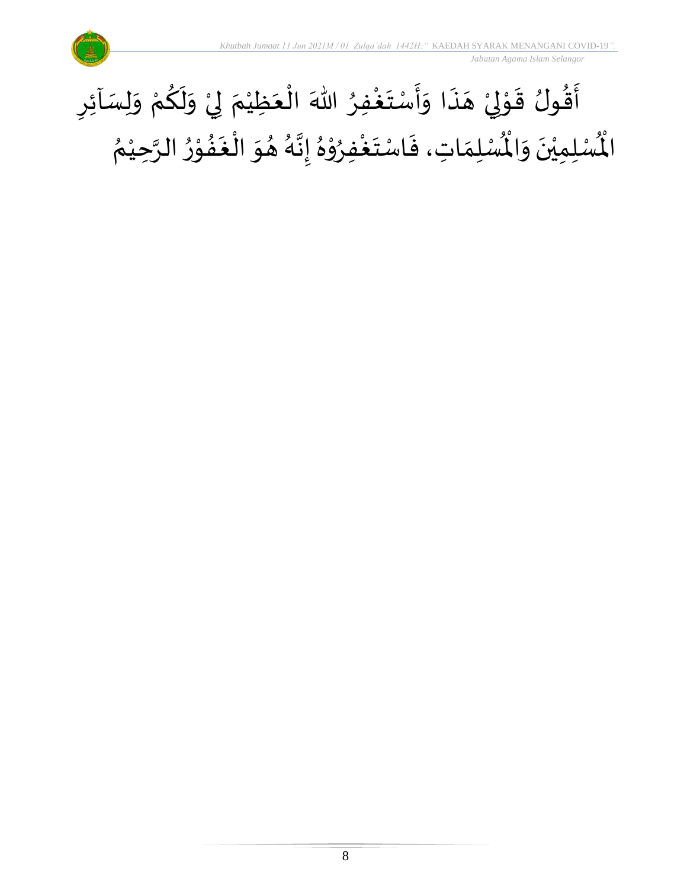أَقُولُ قَوْلِيْ هَذَا وَأَسْتَغْفِرُ اللهَ الْعَظِيْمَ لِيْ وَلَكُمْ وَلِسَآئِرِ الْمُسْلِمِيْنَ وَالْمُسْلِمَاتِ، فَاسْتَغْفِرُوْهُ إِنَّهُ هُوَ الْغَفُوْرُ الرَّحِيْمُ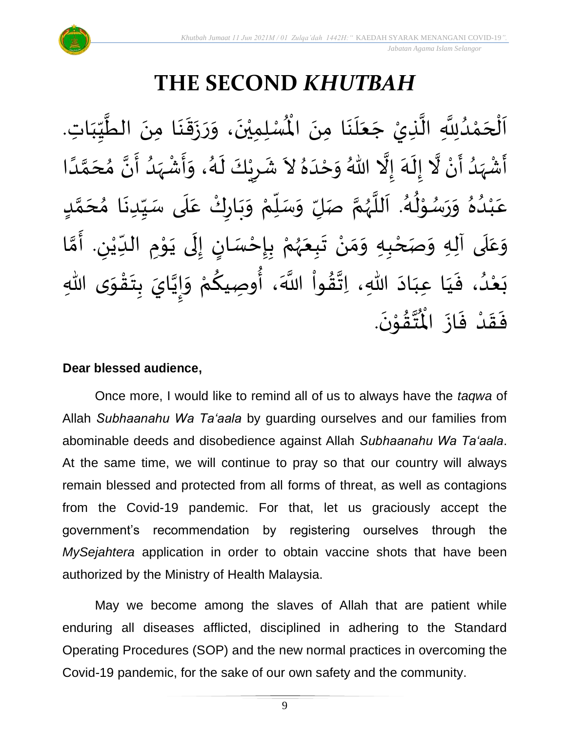# THE SECOND *KHUTBAH*

اَلْحَمْدُلِلَّهِ الَّذِيْ جَعَلَنَا مِنَ الْمُسْلِمِيْنَ، وَرَزَقَنَا مِنَ الطَّيِّبَاتِ. أَشْهَدُ أَنْ لَّا إِلَهَ إِلَّا اللهُ وَحْدَهُ لاَ شَرِيْكَ لَهُ، وَأَشْهَدُ أَنَّ مُحَمَّدًا عَبْدُهُ وَرَسُوْلُهُ. اَللَّهُمَّ صَلِّ وَسَلِّمْ وَبَارِكْ عَلَى سَيِّدِنَا مُحَمَّدٍ وَعَلَى آلِهِ وَصَحْبِهِ وَمَنْ تَبِعَهُمْ بِإِحْسَانٍ إِلَى يَوْمِ الدِّيْنِ. أَمَّا بَعْدُ، فَيَا عِبَادَ اللهِ، اِتَّقُواْ اللَّهَ، أُوصِيكُمْ وَإِيَّايَ بِتَقْوَى اللهِ فَقَدْ فَازَ الْمُتَّقُوْنَ.

**Dear blessed audience,**

Once more, I would like to remind all of us to always have the *taqwa* of Allah *Subhaanahu Wa Ta'aala* by guarding ourselves and our families from abominable deeds and disobedience against Allah *Subhaanahu Wa Ta'aala*. At the same time, we will continue to pray so that our country will always remain blessed and protected from all forms of threat, as well as contagions from the Covid-19 pandemic. For that, let us graciously accept the government's recommendation by registering ourselves through the *MySejahtera* application in order to obtain vaccine shots that have been authorized by the Ministry of Health Malaysia.

May we become among the slaves of Allah that are patient while enduring all diseases afflicted, disciplined in adhering to the Standard Operating Procedures (SOP) and the new normal practices in overcoming the Covid-19 pandemic, for the sake of our own safety and the community.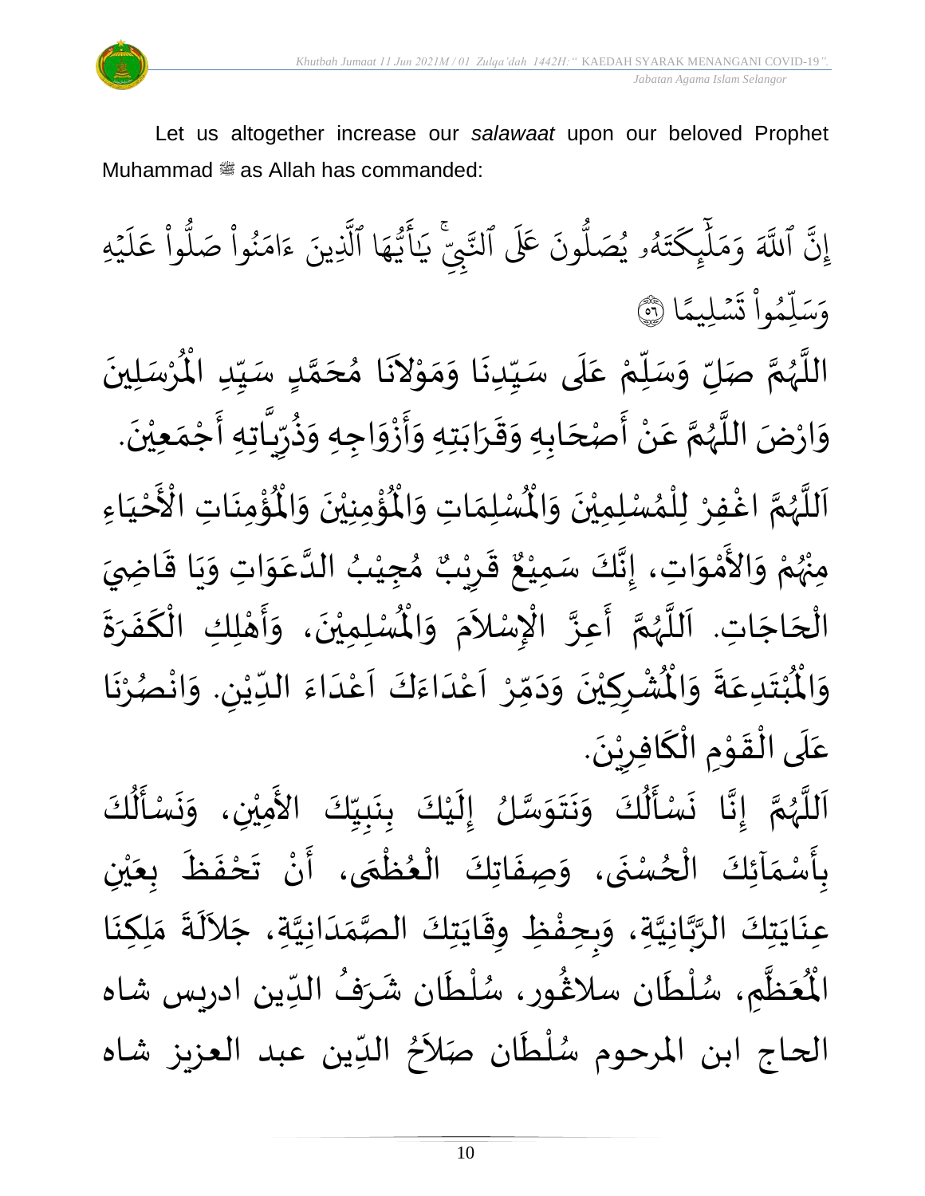Let us altogether increase our *salawaat* upon our beloved Prophet Muhammad ﷺ as Allah has commanded:

إِنَّ ٱللَّهَ وَمَلَٰٓئِكَتَهُۥ يُصَلُّونَ عَلَى ٱلنَّبِيِّۚ يَٰٓأَيُّهَا ٱلَّذِينَ ءَامَنُواْ صَلُّواْ عَلَيۡهِ وَسَلِّمُواْ تَسۡلِيمًا ۝٥٦

اللَّهُمَّ صَلِّ وَسَلِّمْ عَلَى سَيِّدِنَا وَمَوْلاَنَا مُحَمَّدٍ سَيِّدِ الْمُرْسَلِينَ وَارْضَ اللَّهُمَّ عَنْ أَصْحَابِهِ وَقَرَابَتِهِ وَأَزْوَاجِهِ وَذُرِّيَّاتِهِ أَجْمَعِيْنَ.

اَللَّهُمَّ اغْفِرْ لِلْمُسْلِمِيْنَ وَالْمُسْلِمَاتِ وَالْمُؤْمِنِيْنَ وَالْمُؤْمِنَاتِ الأَحْيَاءِ مِنْهُمْ وَالأَمْوَاتِ، إِنَّكَ سَمِيْعٌ قَرِيْبٌ مُجِيْبُ الدَّعَوَاتِ وَيَا قَاضِيَ الْحَاجَاتِ. اَللَّهُمَّ أَعِزَّ الإِسْلاَمَ وَالْمُسْلِمِيْنَ، وَأَهْلِكِ الْكَفَرَةَ وَالْمُبْتَدِعَةَ وَالْمُشْرِكِيْنَ وَدَمِّرْ اَعْدَاءَكَ اَعْدَاءَ الدِّيْنِ. وَانْصُرْنَا عَلَى الْقَوْمِ الْكَافِرِيْنَ.

اَللَّهُمَّ إِنَّا نَسْأَلُكَ وَنَتَوَسَّلُ إِلَيْكَ بِنَبِيِّكَ الأَمِيْنِ، وَنَسْأَلُكَ بِأَسْمَآئِكَ الْحُسْنَى، وَصِفَاتِكَ الْعُظْمَى، أَنْ تَحْفَظَ بِعَيْنِ عِنَايَتِكَ الرَّبَّانِيَّةِ، وَبِحِفْظِ وِقَايَتِكَ الصَّمَدَانِيَّةِ، جَلاَلَةَ مَلِكِنَا الْمُعَظَّمِ، سُلْطَان سلاڠُور، سُلْطَان شَرَفُ الدِّين ادريس شاه الحاج ابن المرحوم سُلْطَان صَلاَحُ الدِّين عبد العزيز شاه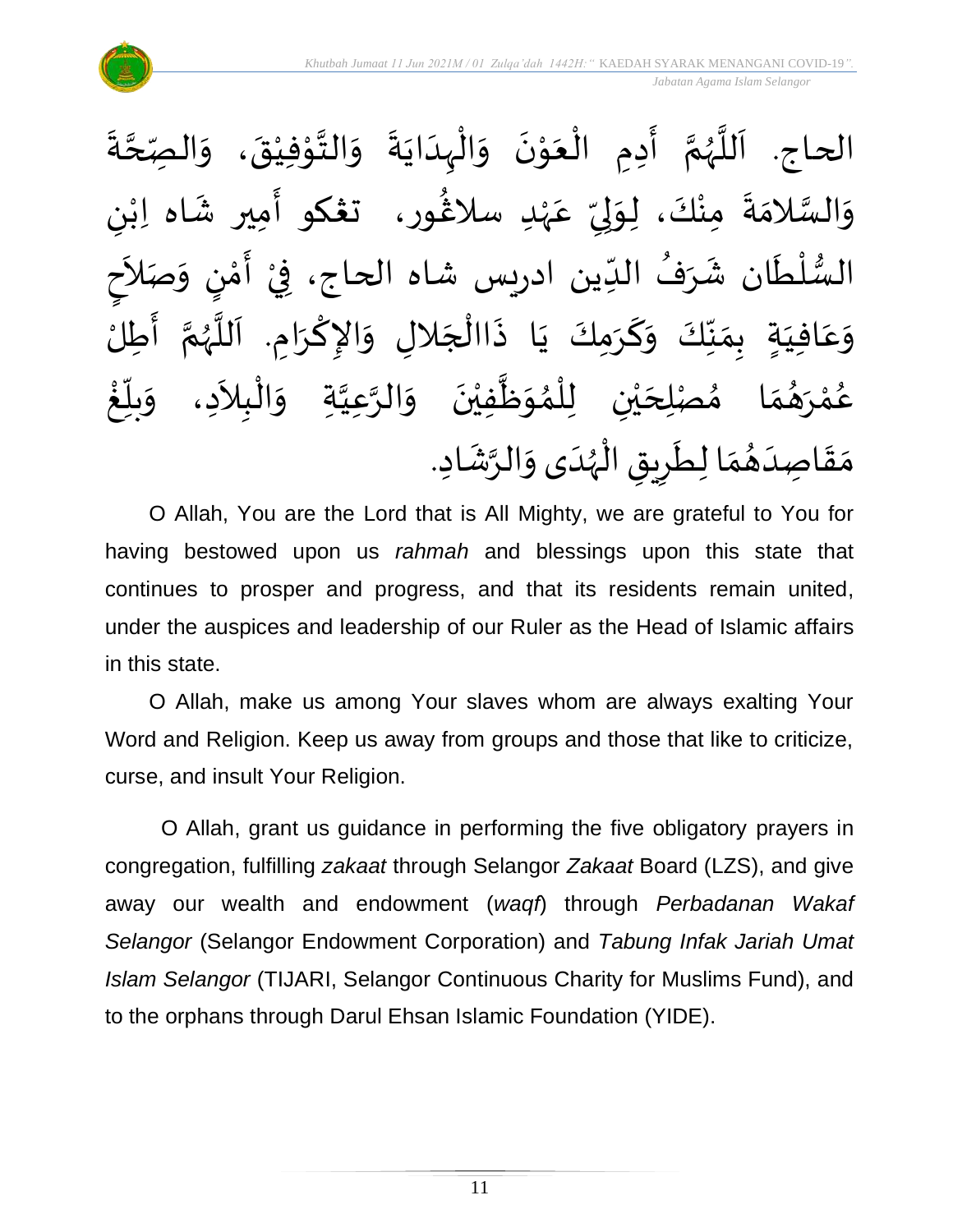الحاج. اَللَّهُمَّ أَدِمِ الْعَوْنَ وَالْهِدَايَةَ وَالتَّوْفِيْقَ، وَالصِّحَّةَ وَالسَّلامَةَ مِنْكَ، لِوَلِيِّ عَهْدِ سلاڠور، تڠكو أَمِير شَاه اِبْنِ السُّلْطَان شَرَفُ الدِّين ادريس شاه الحاج، فِيْ أَمْنٍ وَصَلَاحٍ وَعَافِيَةٍ بِمَنِّكَ وَكَرَمِكَ يَا ذَاالْجَلالِ وَالإِكْرَامِ. اَللَّهُمَّ أَطِلْ عُمْرَهُمَا مُصْلِحَيْنِ لِلْمُوَظَّفِيْنَ وَالرَّعِيَّةِ وَالْبِلاَدِ، وَبَلِّغْ مَقَاصِدَهُمَا لِطَرِيقِ الْهُدَى وَالرَّشَادِ.

O Allah, You are the Lord that is All Mighty, we are grateful to You for having bestowed upon us *rahmah* and blessings upon this state that continues to prosper and progress, and that its residents remain united, under the auspices and leadership of our Ruler as the Head of Islamic affairs in this state.

O Allah, make us among Your slaves whom are always exalting Your Word and Religion. Keep us away from groups and those that like to criticize, curse, and insult Your Religion.

O Allah, grant us guidance in performing the five obligatory prayers in congregation, fulfilling *zakaat* through Selangor *Zakaat* Board (LZS), and give away our wealth and endowment (*waqf*) through *Perbadanan Wakaf Selangor* (Selangor Endowment Corporation) and *Tabung Infak Jariah Umat Islam Selangor* (TIJARI, Selangor Continuous Charity for Muslims Fund), and to the orphans through Darul Ehsan Islamic Foundation (YIDE).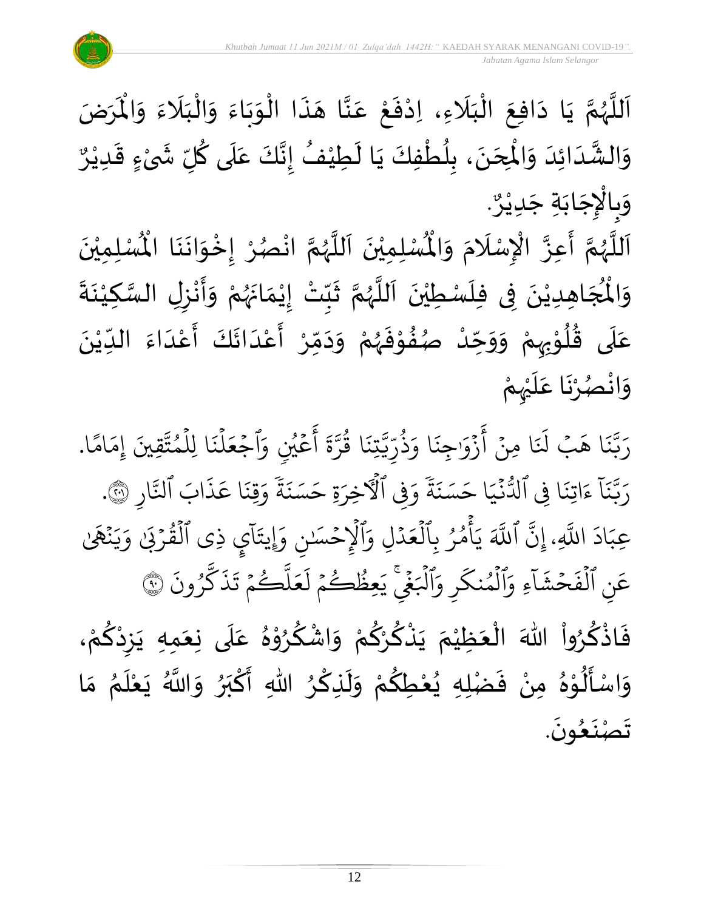اَللَّهُمَّ يَا دَافِعَ الْبَلَاءِ، اِدْفَعْ عَنَّا هَذَا الْوَبَاءَ وَالْبَلَاءَ وَالْمَرَضَ وَالشَّدَائِدَ وَالْمِحَنَ، بِلُطْفِكَ يَا لَطِيْفُ إِنَّكَ عَلَى كُلِّ شَيْءٍ قَدِيْرٌ وَبِالْإِجَابَةِ جَدِيْرٌ.

اَللَّهُمَّ أَعِزَّ الْإِسْلَامَ وَالْمُسْلِمِيْنَ اَللَّهُمَّ انْصُرْ إِخْوَانَنَا الْمُسْلِمِيْنَ وَالْمُجَاهِدِيْنَ فِي فِلَسْطِيْنَ اَللَّهُمَّ ثَبِّتْ إِيْمَانَهُمْ وَأَنْزِلِ السَّكِيْنَةَ عَلَى قُلُوْبِهِمْ وَوَحِّدْ صُفُوْفَهُمْ وَدَمِّرْ أَعْدَائَكَ أَعْدَاءَ الدِّيْنَ وَانْصُرْنَا عَلَيْهِمْ

رَبَّنَا هَبْ لَنَا مِنْ أَزْوَٰجِنَا وَذُرِّيَّتِنَا قُرَّةَ أَعْيُنٍ وَٱجْعَلْنَا لِلْمُتَّقِينَ إِمَامًا. رَبَّنَآ ءَاتِنَا فِي ٱلدُّنْيَا حَسَنَةً وَفِي ٱلْءَاخِرَةِ حَسَنَةً وَقِنَا عَذَابَ ٱلنَّارِ ﴿٢٠١﴾.

عِبَادَ اللَّهِ، إِنَّ ٱللَّهَ يَأْمُرُ بِٱلْعَدْلِ وَٱلْإِحْسَٰنِ وَإِيتَآيِٕ ذِي ٱلْقُرْبَىٰ وَيَنْهَىٰ عَنِ ٱلْفَحْشَآءِ وَٱلْمُنكَرِ وَٱلْبَغْيِۚ يَعِظُكُمْ لَعَلَّكُمْ تَذَكَّرُونَ ﴿٩٠﴾

فَاذْكُرُواْ اللهَ الْعَظِيْمَ يَذْكُرْكُمْ وَاشْكُرُوْهُ عَلَى نِعَمِهِ يَزِدْكُمْ، وَاسْأَلُوْهُ مِنْ فَضْلِهِ يُعْطِكُمْ وَلَذِكْرُ اللهِ أَكْبَرُ وَاللَّهُ يَعْلَمُ مَا تَصْنَعُونَ.